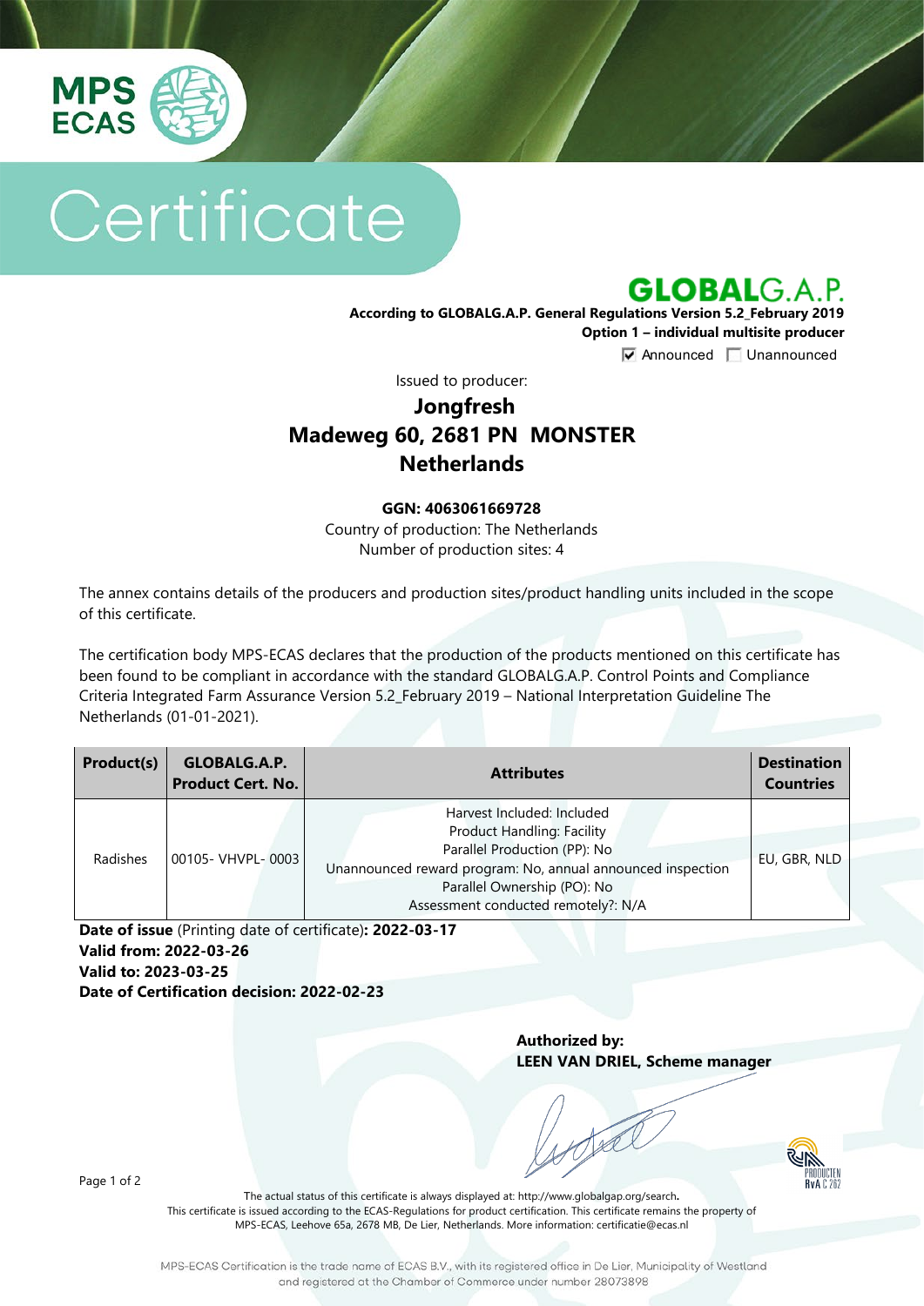MPS ECAS

# Certificate

GLOBALG.A.P.

**According to GLOBALG.A.P. General Regulations Version 5.2_February 2019**
**Option 1 – individual multisite producer**

☑ Announced ☐ Unannounced

Issued to producer:

## Jongfresh
## Madeweg 60, 2681 PN MONSTER
## Netherlands

**GGN: 4063061669728**

Country of production: The Netherlands
Number of production sites: 4

The annex contains details of the producers and production sites/product handling units included in the scope of this certificate.

The certification body MPS-ECAS declares that the production of the products mentioned on this certificate has been found to be compliant in accordance with the standard GLOBALG.A.P. Control Points and Compliance Criteria Integrated Farm Assurance Version 5.2_February 2019 – National Interpretation Guideline The Netherlands (01-01-2021).

| Product(s) | GLOBALG.A.P. Product Cert. No. | Attributes | Destination Countries |
|---|---|---|---|
| Radishes | 00105- VHVPL- 0003 | Harvest Included: Included<br>Product Handling: Facility<br>Parallel Production (PP): No<br>Unannounced reward program: No, annual announced inspection<br>Parallel Ownership (PO): No<br>Assessment conducted remotely?: N/A | EU, GBR, NLD |

**Date of issue** (Printing date of certificate)**: 2022-03-17**
**Valid from: 2022-03-26**
**Valid to: 2023-03-25**
**Date of Certification decision: 2022-02-23**

**Authorized by:**
**LEEN VAN DRIEL, Scheme manager**

RvA C 262

The actual status of this certificate is always displayed at: http://www.globalgap.org/search.
This certificate is issued according to the ECAS-Regulations for product certification. This certificate remains the property of MPS-ECAS, Leehove 65a, 2678 MB, De Lier, Netherlands. More information: certificatie@ecas.nl

MPS-ECAS Certification is the trade name of ECAS B.V., with its registered office in De Lier, Municipality of Westland and registered at the Chamber of Commerce under number 28073898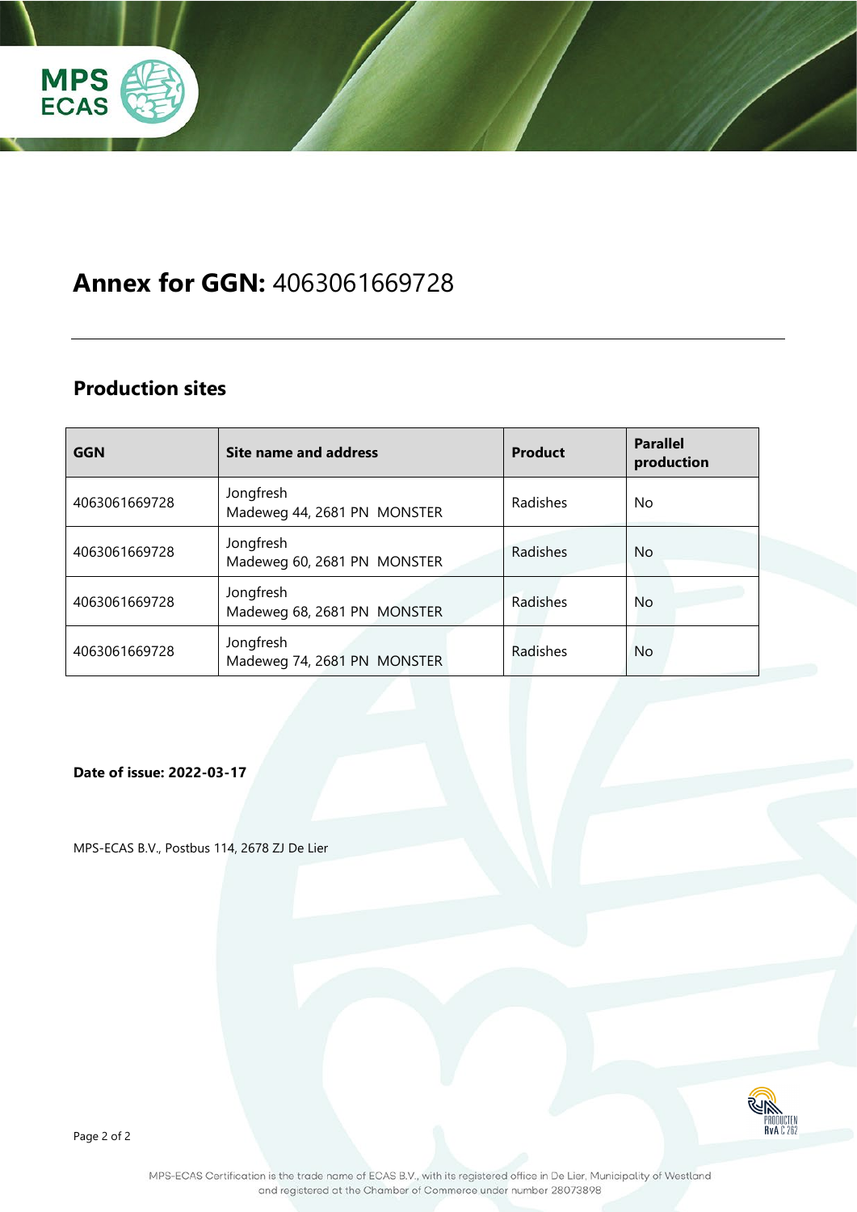# Annex for GGN: 4063061669728

## Production sites

| GGN | Site name and address | Product | Parallel production |
|---|---|---|---|
| 4063061669728 | Jongfresh<br>Madeweg 44, 2681 PN MONSTER | Radishes | No |
| 4063061669728 | Jongfresh<br>Madeweg 60, 2681 PN MONSTER | Radishes | No |
| 4063061669728 | Jongfresh<br>Madeweg 68, 2681 PN MONSTER | Radishes | No |
| 4063061669728 | Jongfresh<br>Madeweg 74, 2681 PN MONSTER | Radishes | No |

**Date of issue: 2022-03-17**

MPS-ECAS B.V., Postbus 114, 2678 ZJ De Lier

MPS-ECAS Certification is the trade name of ECAS B.V., with its registered office in De Lier, Municipality of Westland and registered at the Chamber of Commerce under number 28073898